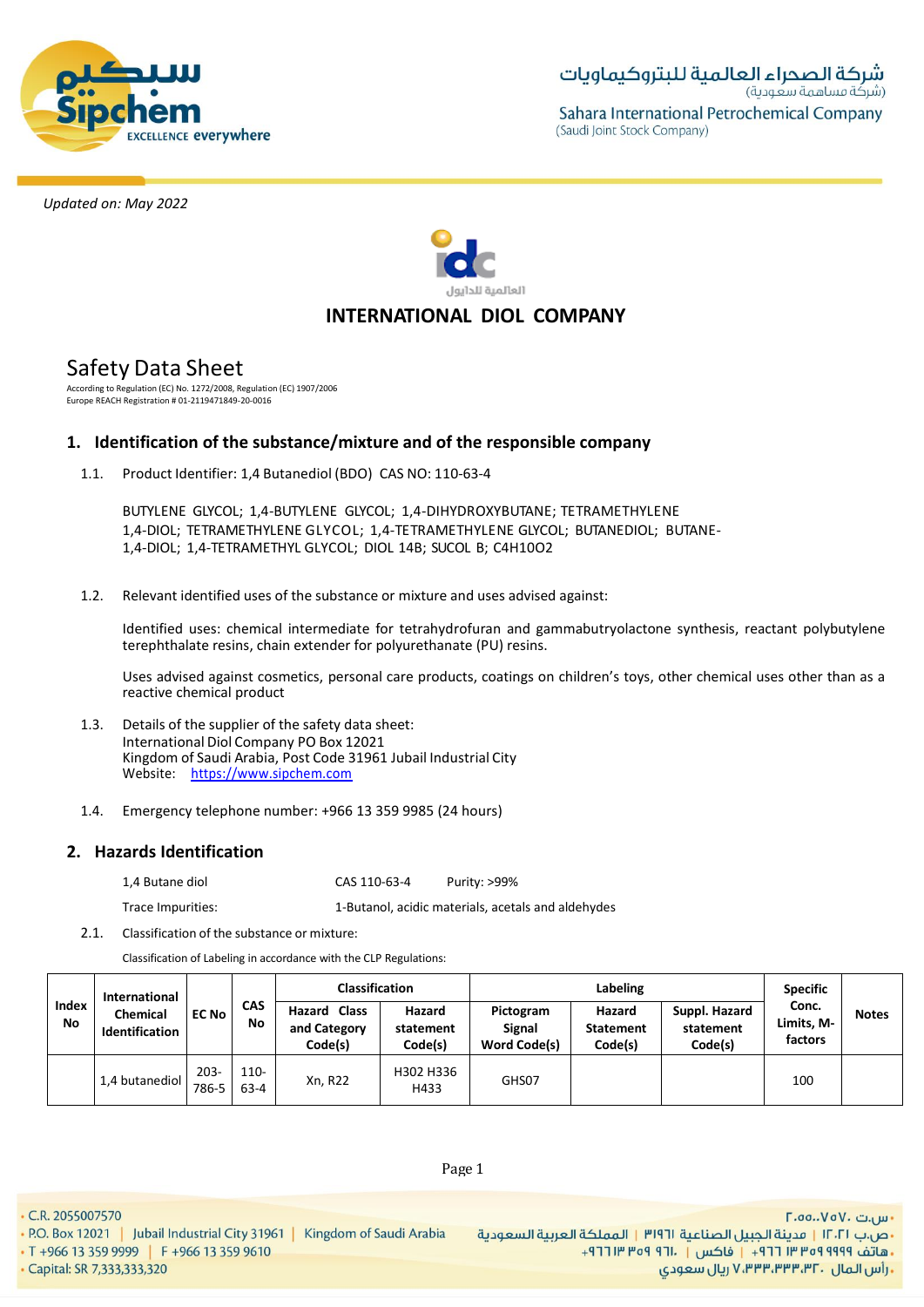Updated on: May 2022

# INTERNATIONAL DIOL COMPANY

## Safety Data Sheet

According to Regulation (EC) No. 1272/2008, Regulation (EC) 1907/2006
Europe REACH Registration # 01-2119471849-20-0016

## 1. Identification of the substance/mixture and of the responsible company

1.1. Product Identifier: 1,4 Butanediol (BDO) CAS NO: 110-63-4

BUTYLENE GLYCOL; 1,4-BUTYLENE GLYCOL; 1,4-DIHYDROXYBUTANE; TETRAMETHYLENE 1,4-DIOL; TETRAMETHYLENE GLYCOL; 1,4-TETRAMETHYLENE GLYCOL; BUTANEDIOL; BUTANE-1,4-DIOL; 1,4-TETRAMETHYL GLYCOL; DIOL 14B; SUCOL B; C4H10O2

1.2. Relevant identified uses of the substance or mixture and uses advised against:

Identified uses: chemical intermediate for tetrahydrofuran and gammabutryolactone synthesis, reactant polybutylene terephthalate resins, chain extender for polyurethanate (PU) resins.

Uses advised against cosmetics, personal care products, coatings on children's toys, other chemical uses other than as a reactive chemical product

1.3. Details of the supplier of the safety data sheet:
International Diol Company PO Box 12021
Kingdom of Saudi Arabia, Post Code 31961 Jubail Industrial City
Website: https://www.sipchem.com

1.4. Emergency telephone number: +966 13 359 9985 (24 hours)

## 2. Hazards Identification

| | | |
|---|---|---|
| 1,4 Butane diol | CAS 110-63-4 | Purity: >99% |
| Trace Impurities: | 1-Butanol, acidic materials, acetals and aldehydes | |

2.1. Classification of the substance or mixture:

Classification of Labeling in accordance with the CLP Regulations:

| Index No | International Chemical Identification | EC No | CAS No | Classification | | Labeling | | | Specific Conc. Limits, M-factors | Notes |
|---|---|---|---|---|---|---|---|---|---|---|
| | | | | Hazard Class and Category Code(s) | Hazard statement Code(s) | Pictogram Signal Word Code(s) | Hazard Statement Code(s) | Suppl. Hazard statement Code(s) | | |
| | 1,4 butanediol | 203-786-5 | 110-63-4 | Xn, R22 | H302 H336 H433 | GHS07 | | | 100 | |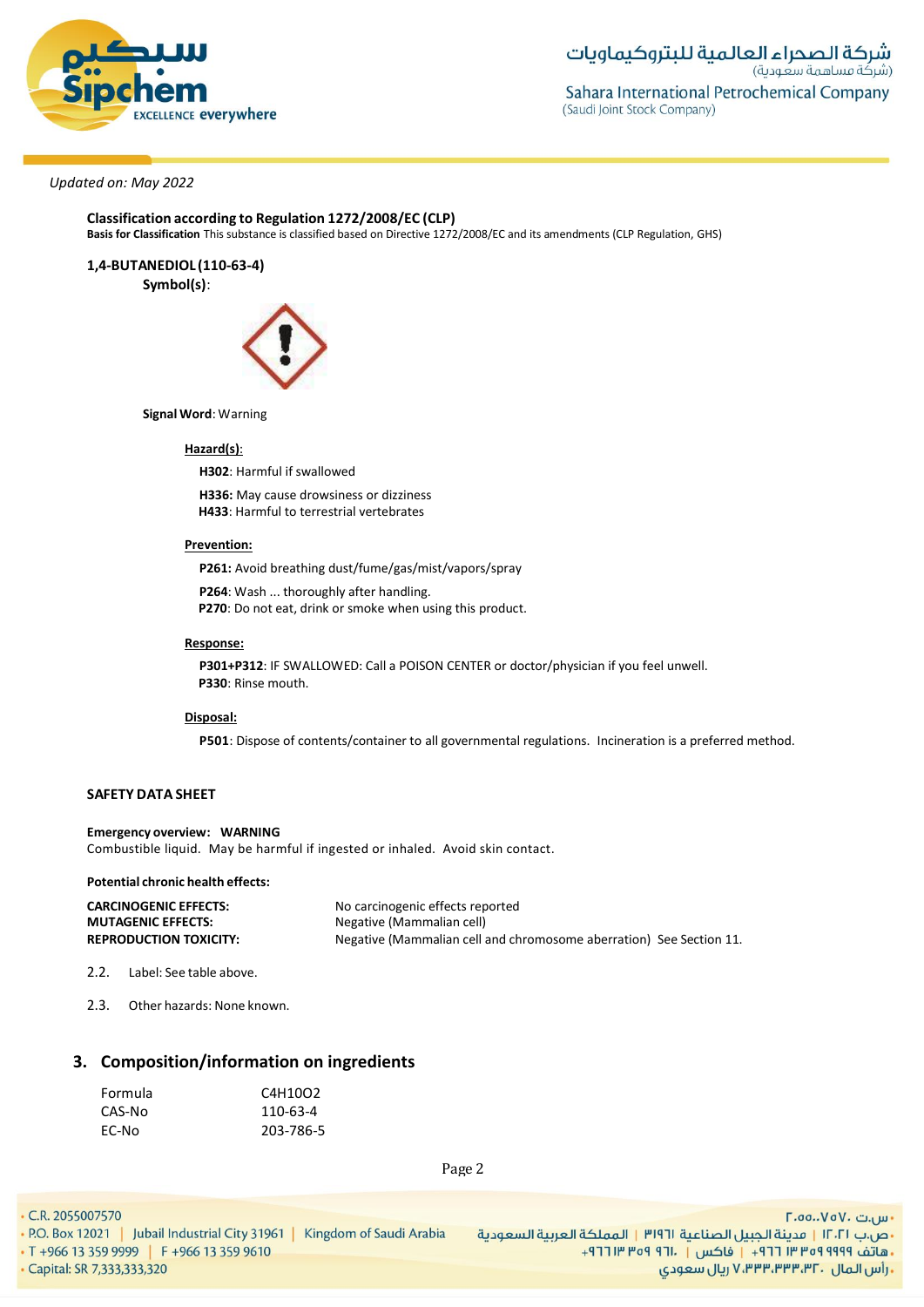*Updated on: May 2022*

**Classification according to Regulation 1272/2008/EC (CLP)**
**Basis for Classification** This substance is classified based on Directive 1272/2008/EC and its amendments (CLP Regulation, GHS)

**1,4-BUTANEDIOL (110-63-4)**

**Symbol(s)**:

**Signal Word**: Warning

**Hazard(s):**

**H302**: Harmful if swallowed

**H336:** May cause drowsiness or dizziness
**H433**: Harmful to terrestrial vertebrates

**Prevention:**

**P261:** Avoid breathing dust/fume/gas/mist/vapors/spray

**P264**: Wash ... thoroughly after handling.
**P270**: Do not eat, drink or smoke when using this product.

**Response:**

**P301+P312**: IF SWALLOWED: Call a POISON CENTER or doctor/physician if you feel unwell.
**P330**: Rinse mouth.

**Disposal:**

**P501**: Dispose of contents/container to all governmental regulations. Incineration is a preferred method.

**SAFETY DATA SHEET**

**Emergency overview: WARNING**
Combustible liquid. May be harmful if ingested or inhaled. Avoid skin contact.

**Potential chronic health effects:**

| | |
|---|---|
| **CARCINOGENIC EFFECTS:** | No carcinogenic effects reported |
| **MUTAGENIC EFFECTS:** | Negative (Mammalian cell) |
| **REPRODUCTION TOXICITY:** | Negative (Mammalian cell and chromosome aberration) See Section 11. |

2.2. Label: See table above.

2.3. Other hazards: None known.

## 3. Composition/information on ingredients

| | |
|---|---|
| Formula | $C_4H_{10}O_2$ |
| CAS-No | 110-63-4 |
| EC-No | 203-786-5 |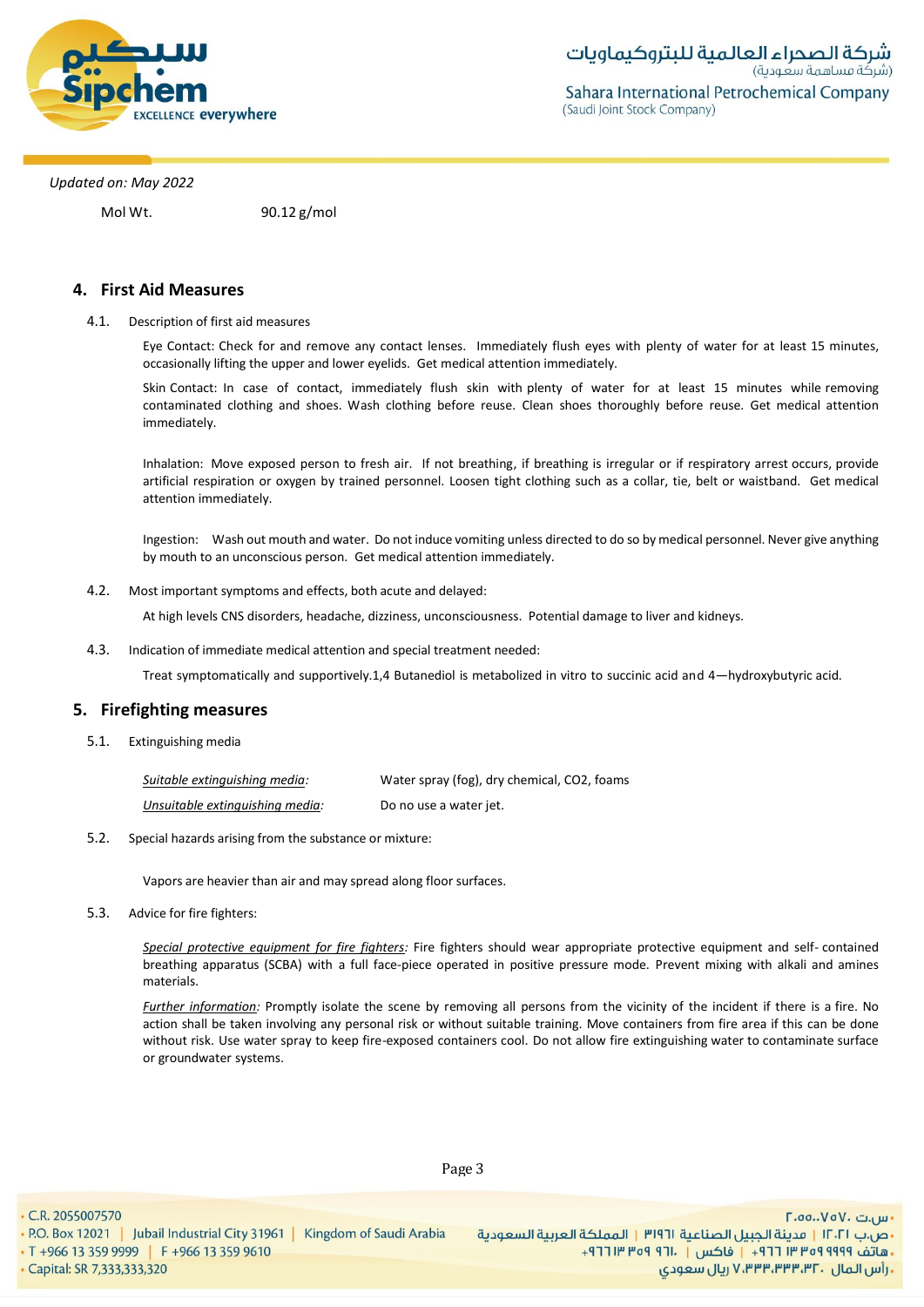*Updated on: May 2022*

| Mol Wt. | 90.12 g/mol |
|---|---|

## 4. First Aid Measures

4.1. Description of first aid measures

Eye Contact: Check for and remove any contact lenses. Immediately flush eyes with plenty of water for at least 15 minutes, occasionally lifting the upper and lower eyelids. Get medical attention immediately.

Skin Contact: In case of contact, immediately flush skin with plenty of water for at least 15 minutes while removing contaminated clothing and shoes. Wash clothing before reuse. Clean shoes thoroughly before reuse. Get medical attention immediately.

Inhalation: Move exposed person to fresh air. If not breathing, if breathing is irregular or if respiratory arrest occurs, provide artificial respiration or oxygen by trained personnel. Loosen tight clothing such as a collar, tie, belt or waistband. Get medical attention immediately.

Ingestion: Wash out mouth and water. Do not induce vomiting unless directed to do so by medical personnel. Never give anything by mouth to an unconscious person. Get medical attention immediately.

4.2. Most important symptoms and effects, both acute and delayed:

At high levels CNS disorders, headache, dizziness, unconsciousness. Potential damage to liver and kidneys.

4.3. Indication of immediate medical attention and special treatment needed:

Treat symptomatically and supportively.1,4 Butanediol is metabolized in vitro to succinic acid and 4—hydroxybutyric acid.

## 5. Firefighting measures

5.1. Extinguishing media

| <u>*Suitable extinguishing media*</u>: | Water spray (fog), dry chemical, CO2, foams |
|---|---|
| <u>*Unsuitable extinguishing media*</u>: | Do no use a water jet. |

5.2. Special hazards arising from the substance or mixture:

Vapors are heavier than air and may spread along floor surfaces.

5.3. Advice for fire fighters:

<u>*Special protective equipment for fire fighters*</u>: Fire fighters should wear appropriate protective equipment and self- contained breathing apparatus (SCBA) with a full face-piece operated in positive pressure mode. Prevent mixing with alkali and amines materials.

<u>*Further information*</u>: Promptly isolate the scene by removing all persons from the vicinity of the incident if there is a fire. No action shall be taken involving any personal risk or without suitable training. Move containers from fire area if this can be done without risk. Use water spray to keep fire-exposed containers cool. Do not allow fire extinguishing water to contaminate surface or groundwater systems.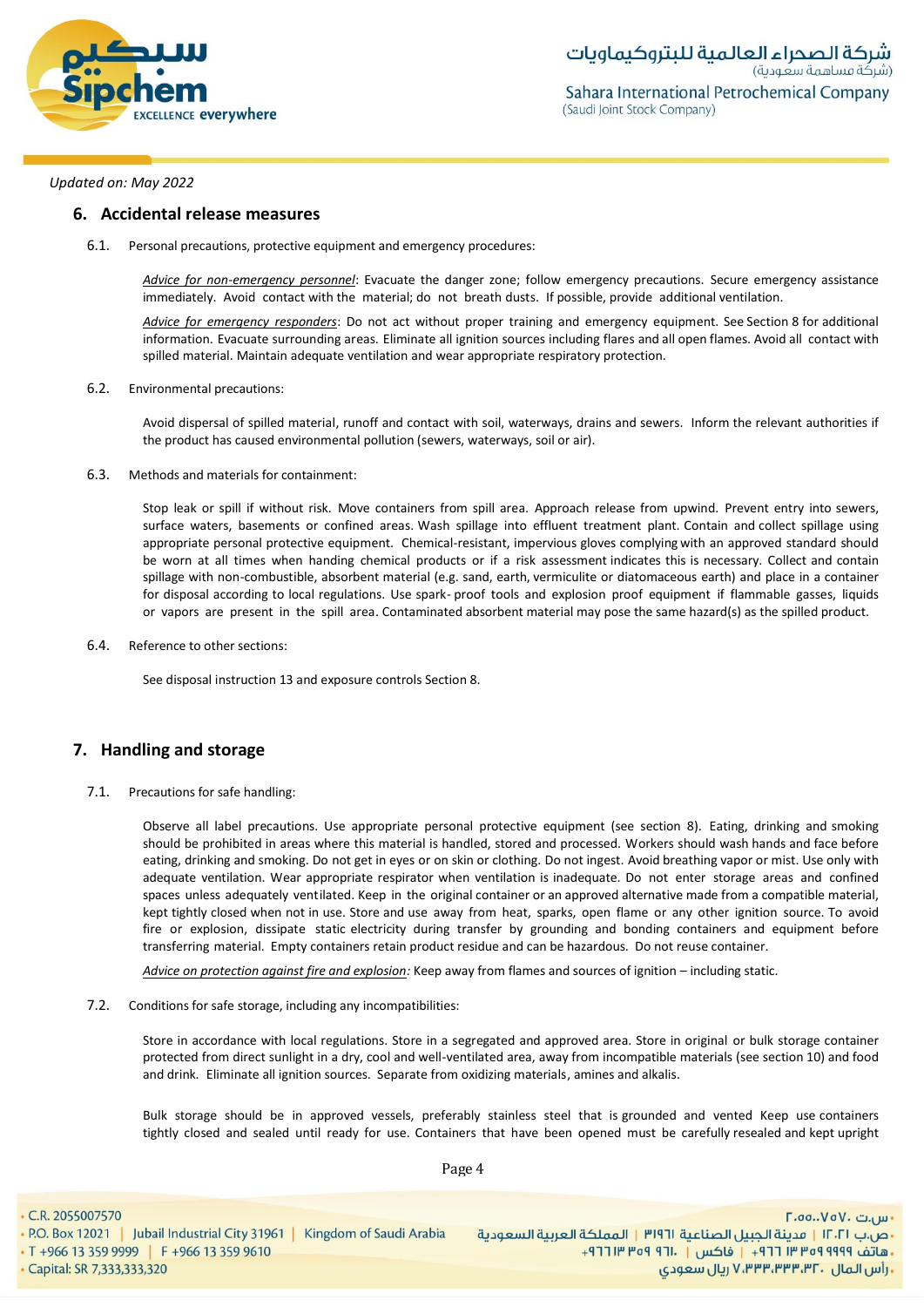*Updated on: May 2022*

## 6. Accidental release measures

6.1. Personal precautions, protective equipment and emergency procedures:

*Advice for non-emergency personnel*: Evacuate the danger zone; follow emergency precautions. Secure emergency assistance immediately. Avoid contact with the material; do not breath dusts. If possible, provide additional ventilation.

*Advice for emergency responders*: Do not act without proper training and emergency equipment. See Section 8 for additional information. Evacuate surrounding areas. Eliminate all ignition sources including flares and all open flames. Avoid all contact with spilled material. Maintain adequate ventilation and wear appropriate respiratory protection.

6.2. Environmental precautions:

Avoid dispersal of spilled material, runoff and contact with soil, waterways, drains and sewers. Inform the relevant authorities if the product has caused environmental pollution (sewers, waterways, soil or air).

6.3. Methods and materials for containment:

Stop leak or spill if without risk. Move containers from spill area. Approach release from upwind. Prevent entry into sewers, surface waters, basements or confined areas. Wash spillage into effluent treatment plant. Contain and collect spillage using appropriate personal protective equipment. Chemical-resistant, impervious gloves complying with an approved standard should be worn at all times when handing chemical products or if a risk assessment indicates this is necessary. Collect and contain spillage with non-combustible, absorbent material (e.g. sand, earth, vermiculite or diatomaceous earth) and place in a container for disposal according to local regulations. Use spark- proof tools and explosion proof equipment if flammable gasses, liquids or vapors are present in the spill area. Contaminated absorbent material may pose the same hazard(s) as the spilled product.

6.4. Reference to other sections:

See disposal instruction 13 and exposure controls Section 8.

## 7. Handling and storage

7.1. Precautions for safe handling:

Observe all label precautions. Use appropriate personal protective equipment (see section 8). Eating, drinking and smoking should be prohibited in areas where this material is handled, stored and processed. Workers should wash hands and face before eating, drinking and smoking. Do not get in eyes or on skin or clothing. Do not ingest. Avoid breathing vapor or mist. Use only with adequate ventilation. Wear appropriate respirator when ventilation is inadequate. Do not enter storage areas and confined spaces unless adequately ventilated. Keep in the original container or an approved alternative made from a compatible material, kept tightly closed when not in use. Store and use away from heat, sparks, open flame or any other ignition source. To avoid fire or explosion, dissipate static electricity during transfer by grounding and bonding containers and equipment before transferring material. Empty containers retain product residue and can be hazardous. Do not reuse container.

*Advice on protection against fire and explosion:* Keep away from flames and sources of ignition – including static.

7.2. Conditions for safe storage, including any incompatibilities:

Store in accordance with local regulations. Store in a segregated and approved area. Store in original or bulk storage container protected from direct sunlight in a dry, cool and well-ventilated area, away from incompatible materials (see section 10) and food and drink. Eliminate all ignition sources. Separate from oxidizing materials, amines and alkalis.

Bulk storage should be in approved vessels, preferably stainless steel that is grounded and vented Keep use containers tightly closed and sealed until ready for use. Containers that have been opened must be carefully resealed and kept upright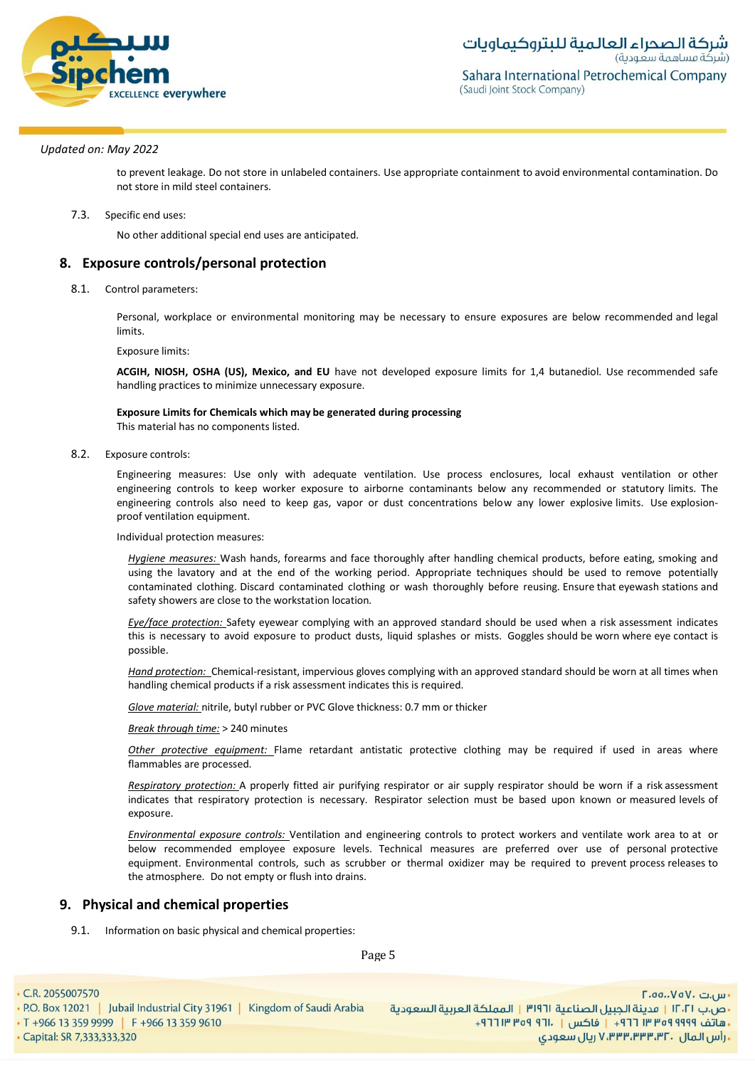to prevent leakage. Do not store in unlabeled containers. Use appropriate containment to avoid environmental contamination. Do not store in mild steel containers.

7.3. Specific end uses:

No other additional special end uses are anticipated.

## 8. Exposure controls/personal protection

8.1. Control parameters:

Personal, workplace or environmental monitoring may be necessary to ensure exposures are below recommended and legal limits.

Exposure limits:

**ACGIH, NIOSH, OSHA (US), Mexico, and EU** have not developed exposure limits for 1,4 butanediol. Use recommended safe handling practices to minimize unnecessary exposure.

**Exposure Limits for Chemicals which may be generated during processing**
This material has no components listed.

8.2. Exposure controls:

Engineering measures: Use only with adequate ventilation. Use process enclosures, local exhaust ventilation or other engineering controls to keep worker exposure to airborne contaminants below any recommended or statutory limits. The engineering controls also need to keep gas, vapor or dust concentrations below any lower explosive limits. Use explosion-proof ventilation equipment.

Individual protection measures:

*Hygiene measures:* Wash hands, forearms and face thoroughly after handling chemical products, before eating, smoking and using the lavatory and at the end of the working period. Appropriate techniques should be used to remove potentially contaminated clothing. Discard contaminated clothing or wash thoroughly before reusing. Ensure that eyewash stations and safety showers are close to the workstation location.

*Eye/face protection:* Safety eyewear complying with an approved standard should be used when a risk assessment indicates this is necessary to avoid exposure to product dusts, liquid splashes or mists. Goggles should be worn where eye contact is possible.

*Hand protection:* Chemical-resistant, impervious gloves complying with an approved standard should be worn at all times when handling chemical products if a risk assessment indicates this is required.

*Glove material:* nitrile, butyl rubber or PVC Glove thickness: 0.7 mm or thicker

*Break through time:* > 240 minutes

*Other protective equipment:* Flame retardant antistatic protective clothing may be required if used in areas where flammables are processed.

*Respiratory protection:* A properly fitted air purifying respirator or air supply respirator should be worn if a risk assessment indicates that respiratory protection is necessary. Respirator selection must be based upon known or measured levels of exposure.

*Environmental exposure controls:* Ventilation and engineering controls to protect workers and ventilate work area to at or below recommended employee exposure levels. Technical measures are preferred over use of personal protective equipment. Environmental controls, such as scrubber or thermal oxidizer may be required to prevent process releases to the atmosphere. Do not empty or flush into drains.

## 9. Physical and chemical properties

9.1. Information on basic physical and chemical properties: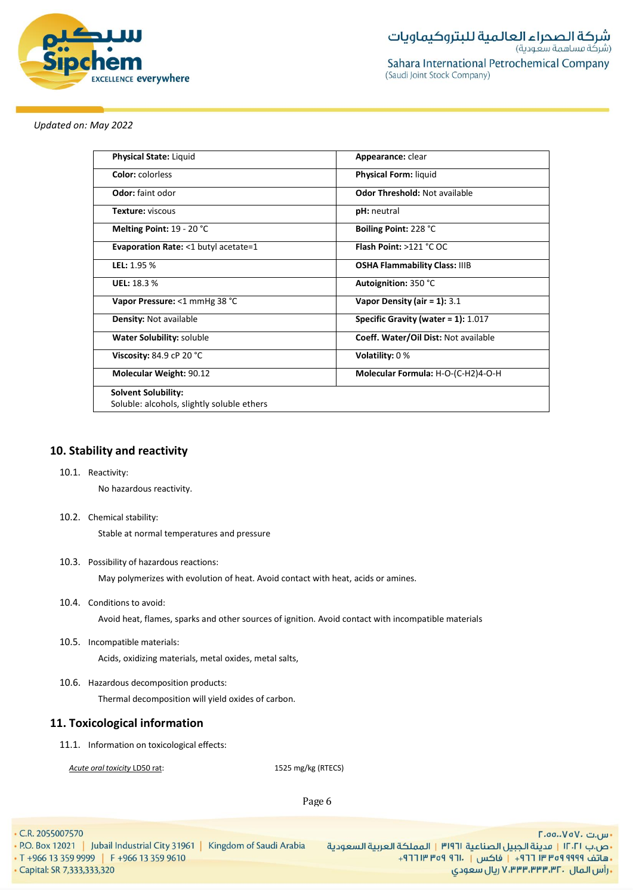Updated on: May 2022

| | |
|---|---|
| **Physical State:** Liquid | **Appearance:** clear |
| **Color:** colorless | **Physical Form:** liquid |
| **Odor:** faint odor | **Odor Threshold:** Not available |
| **Texture:** viscous | **pH:** neutral |
| **Melting Point:** 19 - 20 °C | **Boiling Point:** 228 °C |
| **Evaporation Rate:** <1 butyl acetate=1 | **Flash Point:** >121 °C OC |
| **LEL:** 1.95 % | **OSHA Flammability Class:** IIIB |
| **UEL:** 18.3 % | **Autoignition:** 350 °C |
| **Vapor Pressure:** <1 mmHg 38 °C | **Vapor Density (air = 1):** 3.1 |
| **Density:** Not available | **Specific Gravity (water = 1):** 1.017 |
| **Water Solubility:** soluble | **Coeff. Water/Oil Dist:** Not available |
| **Viscosity:** 84.9 cP 20 °C | **Volatility:** 0 % |
| **Molecular Weight:** 90.12 | **Molecular Formula:** H-O-(C-H2)4-O-H |
| **Solvent Solubility:** Soluble: alcohols, slightly soluble ethers | |

## 10. Stability and reactivity

10.1. Reactivity:

No hazardous reactivity.

10.2. Chemical stability:

Stable at normal temperatures and pressure

10.3. Possibility of hazardous reactions:

May polymerizes with evolution of heat. Avoid contact with heat, acids or amines.

10.4. Conditions to avoid:

Avoid heat, flames, sparks and other sources of ignition. Avoid contact with incompatible materials

10.5. Incompatible materials:

Acids, oxidizing materials, metal oxides, metal salts,

10.6. Hazardous decomposition products:

Thermal decomposition will yield oxides of carbon.

## 11. Toxicological information

11.1. Information on toxicological effects:

| | |
|---|---|
| *Acute oral toxicity* LD50 rat: | 1525 mg/kg (RTECS) |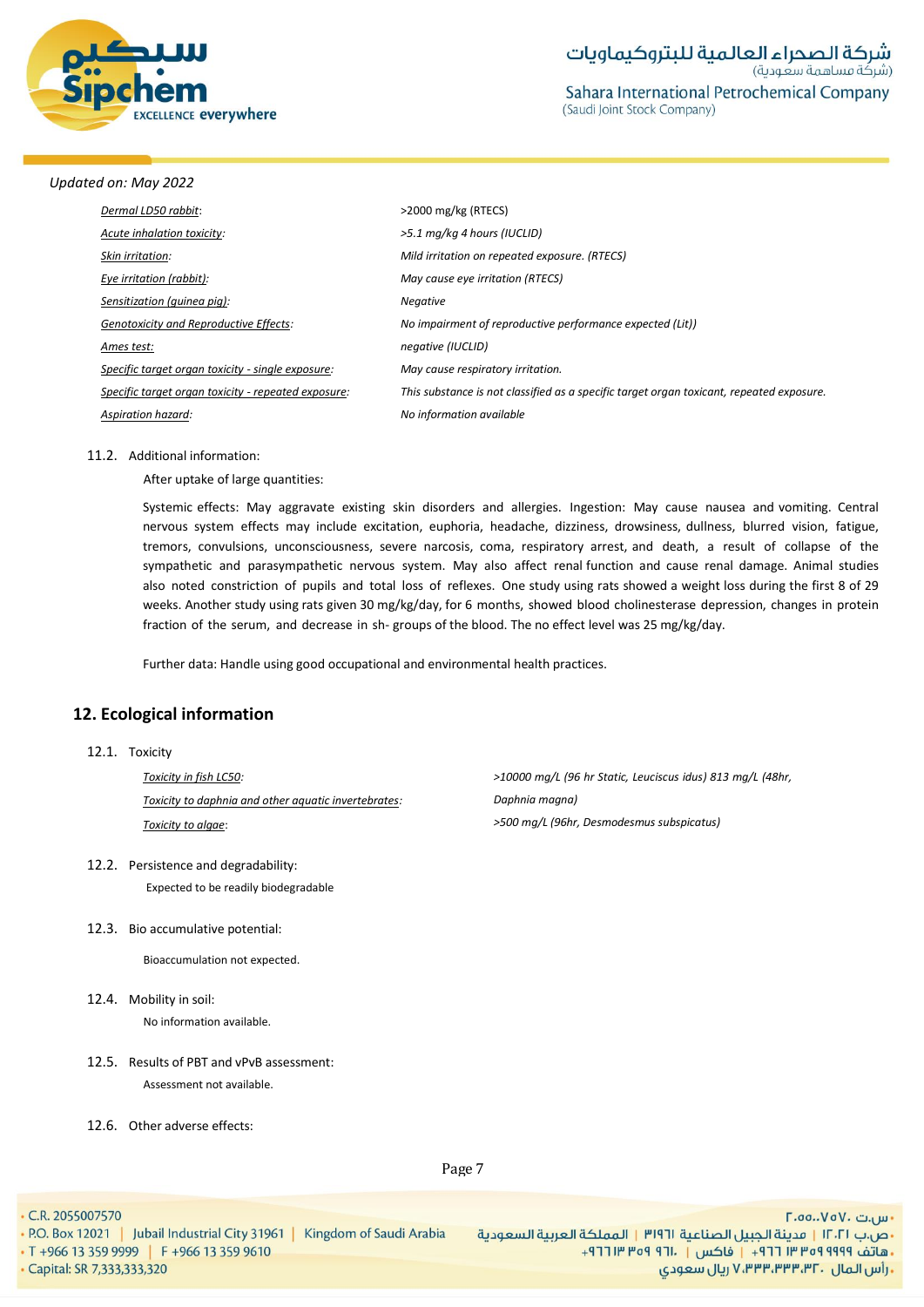*Updated on: May 2022*

| | |
|---|---|
| Dermal LD50 rabbit: | >2000 mg/kg (RTECS) |
| Acute inhalation toxicity: | *>5.1 mg/kg 4 hours (IUCLID)* |
| Skin irritation: | *Mild irritation on repeated exposure. (RTECS)* |
| Eye irritation (rabbit): | *May cause eye irritation (RTECS)* |
| Sensitization (guinea pig): | *Negative* |
| Genotoxicity and Reproductive Effects: | *No impairment of reproductive performance expected (Lit))* |
| Ames test: | *negative (IUCLID)* |
| Specific target organ toxicity - single exposure: | *May cause respiratory irritation.* |
| Specific target organ toxicity - repeated exposure: | *This substance is not classified as a specific target organ toxicant, repeated exposure.* |
| Aspiration hazard: | *No information available* |

11.2. Additional information:

After uptake of large quantities:

Systemic effects: May aggravate existing skin disorders and allergies. Ingestion: May cause nausea and vomiting. Central nervous system effects may include excitation, euphoria, headache, dizziness, drowsiness, dullness, blurred vision, fatigue, tremors, convulsions, unconsciousness, severe narcosis, coma, respiratory arrest, and death, a result of collapse of the sympathetic and parasympathetic nervous system. May also affect renal function and cause renal damage. Animal studies also noted constriction of pupils and total loss of reflexes. One study using rats showed a weight loss during the first 8 of 29 weeks. Another study using rats given 30 mg/kg/day, for 6 months, showed blood cholinesterase depression, changes in protein fraction of the serum, and decrease in sh- groups of the blood. The no effect level was 25 mg/kg/day.

Further data: Handle using good occupational and environmental health practices.

## 12. Ecological information

12.1. Toxicity

| | |
|---|---|
| Toxicity in fish LC50: | *>10000 mg/L (96 hr Static, Leuciscus idus) 813 mg/L (48hr,* |
| Toxicity to daphnia and other aquatic invertebrates: | *Daphnia magna)* |
| Toxicity to algae: | *>500 mg/L (96hr, Desmodesmus subspicatus)* |

12.2. Persistence and degradability:

Expected to be readily biodegradable

12.3. Bio accumulative potential:

Bioaccumulation not expected.

12.4. Mobility in soil:

No information available.

12.5. Results of PBT and vPvB assessment:

Assessment not available.

12.6. Other adverse effects: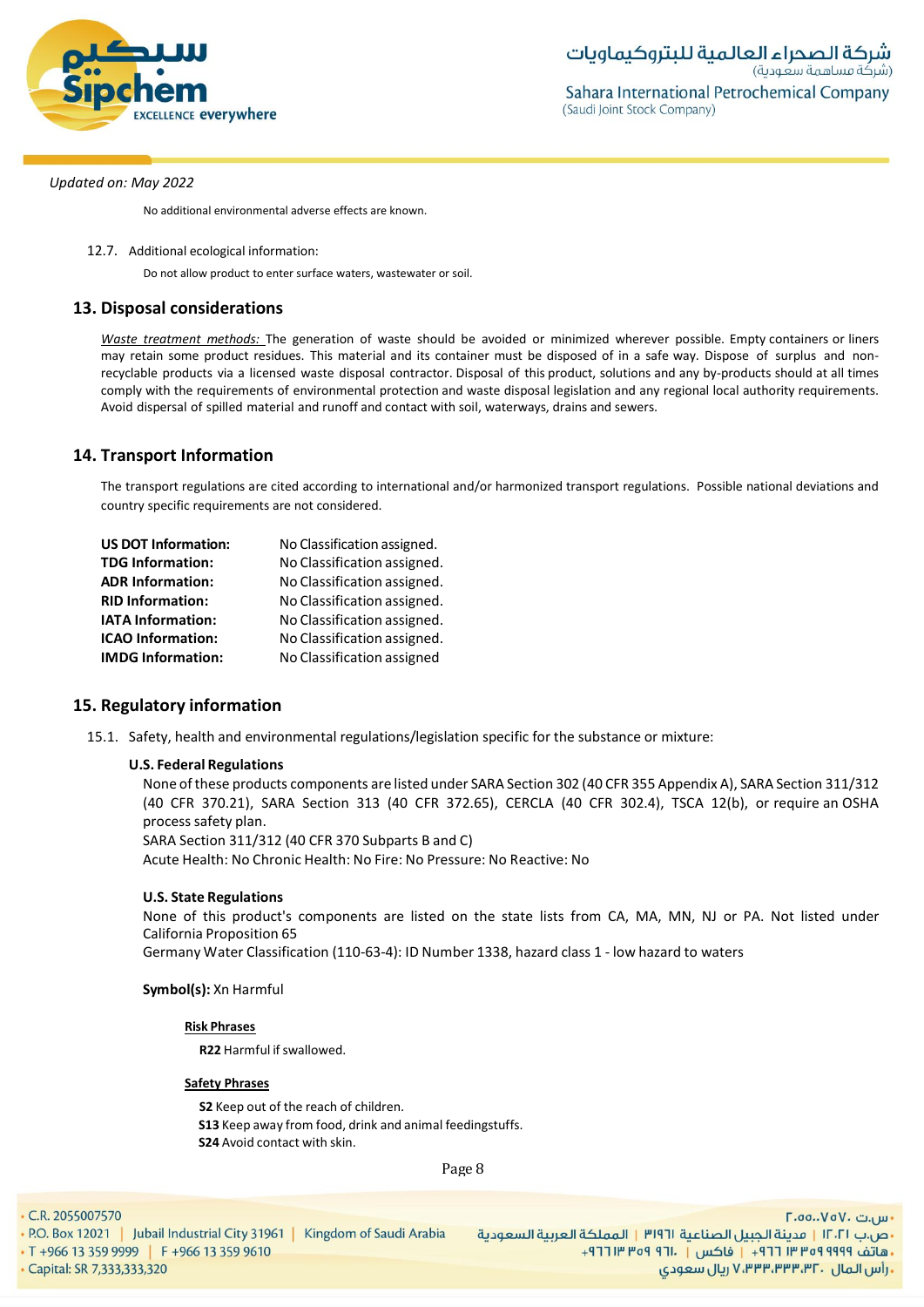No additional environmental adverse effects are known.

12.7. Additional ecological information:

Do not allow product to enter surface waters, wastewater or soil.

## 13. Disposal considerations

*Waste treatment methods:* The generation of waste should be avoided or minimized wherever possible. Empty containers or liners may retain some product residues. This material and its container must be disposed of in a safe way. Dispose of surplus and non-recyclable products via a licensed waste disposal contractor. Disposal of this product, solutions and any by-products should at all times comply with the requirements of environmental protection and waste disposal legislation and any regional local authority requirements. Avoid dispersal of spilled material and runoff and contact with soil, waterways, drains and sewers.

## 14. Transport Information

The transport regulations are cited according to international and/or harmonized transport regulations. Possible national deviations and country specific requirements are not considered.

| | |
|---|---|
| **US DOT Information:** | No Classification assigned. |
| **TDG Information:** | No Classification assigned. |
| **ADR Information:** | No Classification assigned. |
| **RID Information:** | No Classification assigned. |
| **IATA Information:** | No Classification assigned. |
| **ICAO Information:** | No Classification assigned. |
| **IMDG Information:** | No Classification assigned |

## 15. Regulatory information

15.1. Safety, health and environmental regulations/legislation specific for the substance or mixture:

**U.S. Federal Regulations**

None of these products components are listed under SARA Section 302 (40 CFR 355 Appendix A), SARA Section 311/312 (40 CFR 370.21), SARA Section 313 (40 CFR 372.65), CERCLA (40 CFR 302.4), TSCA 12(b), or require an OSHA process safety plan.
SARA Section 311/312 (40 CFR 370 Subparts B and C)
Acute Health: No Chronic Health: No Fire: No Pressure: No Reactive: No

**U.S. State Regulations**

None of this product's components are listed on the state lists from CA, MA, MN, NJ or PA. Not listed under California Proposition 65
Germany Water Classification (110-63-4): ID Number 1338, hazard class 1 - low hazard to waters

**Symbol(s):** Xn Harmful

**Risk Phrases**

**R22** Harmful if swallowed.

**Safety Phrases**

**S2** Keep out of the reach of children.
**S13** Keep away from food, drink and animal feedingstuffs.
**S24** Avoid contact with skin.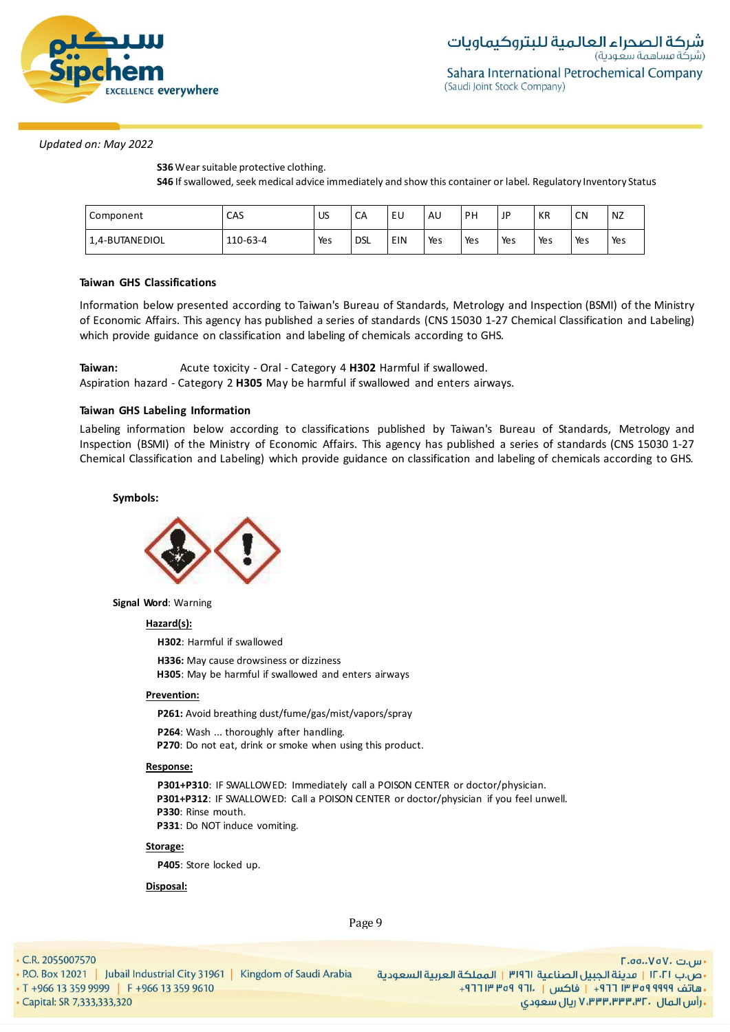*Updated on: May 2022*

**S36** Wear suitable protective clothing.
**S46** If swallowed, seek medical advice immediately and show this container or label. Regulatory Inventory Status

| Component | CAS | US | CA | EU | AU | PH | JP | KR | CN | NZ |
|---|---|---|---|---|---|---|---|---|---|---|
| 1,4-BUTANEDIOL | 110-63-4 | Yes | DSL | EIN | Yes | Yes | Yes | Yes | Yes | Yes |

**Taiwan GHS Classifications**

Information below presented according to Taiwan's Bureau of Standards, Metrology and Inspection (BSMI) of the Ministry of Economic Affairs. This agency has published a series of standards (CNS 15030 1-27 Chemical Classification and Labeling) which provide guidance on classification and labeling of chemicals according to GHS.

**Taiwan:** Acute toxicity - Oral - Category 4 **H302** Harmful if swallowed.
Aspiration hazard - Category 2 **H305** May be harmful if swallowed and enters airways.

**Taiwan GHS Labeling Information**

Labeling information below according to classifications published by Taiwan's Bureau of Standards, Metrology and Inspection (BSMI) of the Ministry of Economic Affairs. This agency has published a series of standards (CNS 15030 1-27 Chemical Classification and Labeling) which provide guidance on classification and labeling of chemicals according to GHS.

**Symbols:**

**Signal Word**: Warning

**Hazard(s):**

**H302**: Harmful if swallowed

**H336:** May cause drowsiness or dizziness

**H305**: May be harmful if swallowed and enters airways

**Prevention:**

**P261:** Avoid breathing dust/fume/gas/mist/vapors/spray

**P264**: Wash ... thoroughly after handling.

**P270**: Do not eat, drink or smoke when using this product.

**Response:**

**P301+P310**: IF SWALLOWED: Immediately call a POISON CENTER or doctor/physician.

**P301+P312**: IF SWALLOWED: Call a POISON CENTER or doctor/physician if you feel unwell.

**P330**: Rinse mouth.

**P331**: Do NOT induce vomiting.

**Storage:**

**P405**: Store locked up.

**Disposal:**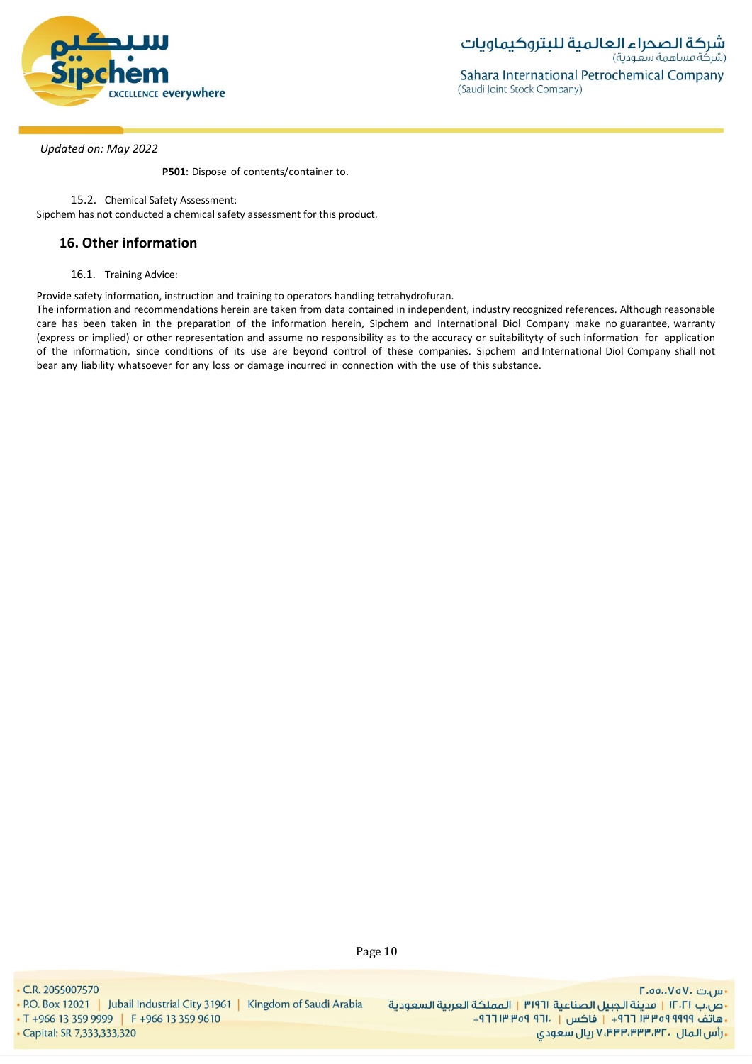*Updated on: May 2022*

**P501**: Dispose of contents/container to.

15.2. Chemical Safety Assessment:

Sipchem has not conducted a chemical safety assessment for this product.

## 16. Other information

16.1. Training Advice:

Provide safety information, instruction and training to operators handling tetrahydrofuran.

The information and recommendations herein are taken from data contained in independent, industry recognized references. Although reasonable care has been taken in the preparation of the information herein, Sipchem and International Diol Company make no guarantee, warranty (express or implied) or other representation and assume no responsibility as to the accuracy or suitabilityty of such information for application of the information, since conditions of its use are beyond control of these companies. Sipchem and International Diol Company shall not bear any liability whatsoever for any loss or damage incurred in connection with the use of this substance.